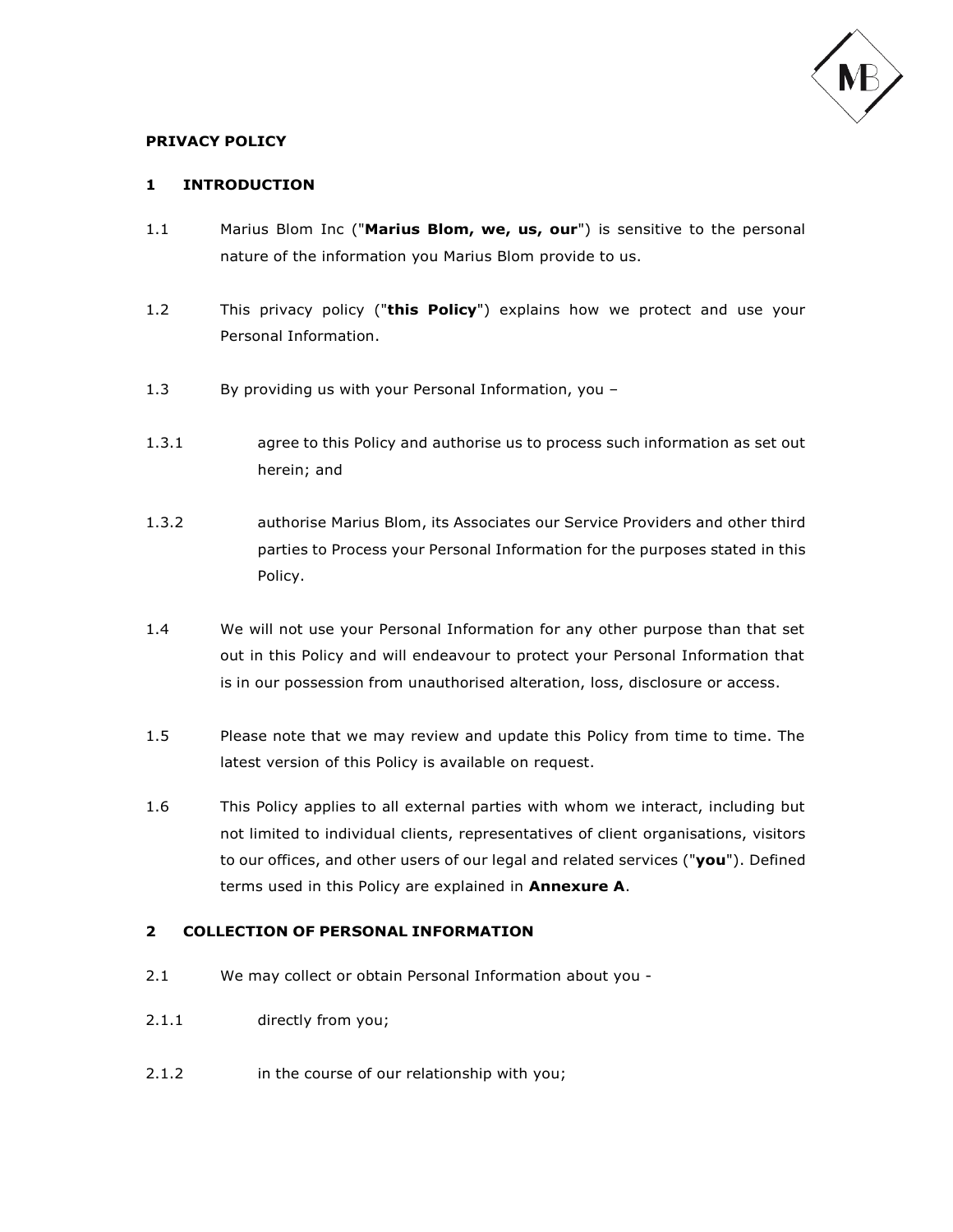# PRIVACY POLICY

## 1 INTRODUCTION

1.1 Marius Blom Inc ("**Marius Blom, we, us, our**") is sensitive to the personal nature of the information you Marius Blom provide to us.

1.2 This privacy policy ("**this Policy**") explains how we protect and use your Personal Information.

1.3 By providing us with your Personal Information, you –

1.3.1 agree to this Policy and authorise us to process such information as set out herein; and

1.3.2 authorise Marius Blom, its Associates our Service Providers and other third parties to Process your Personal Information for the purposes stated in this Policy.

1.4 We will not use your Personal Information for any other purpose than that set out in this Policy and will endeavour to protect your Personal Information that is in our possession from unauthorised alteration, loss, disclosure or access.

1.5 Please note that we may review and update this Policy from time to time. The latest version of this Policy is available on request.

1.6 This Policy applies to all external parties with whom we interact, including but not limited to individual clients, representatives of client organisations, visitors to our offices, and other users of our legal and related services ("**you**"). Defined terms used in this Policy are explained in **Annexure A**.

## 2 COLLECTION OF PERSONAL INFORMATION

2.1 We may collect or obtain Personal Information about you -

2.1.1 directly from you;

2.1.2 in the course of our relationship with you;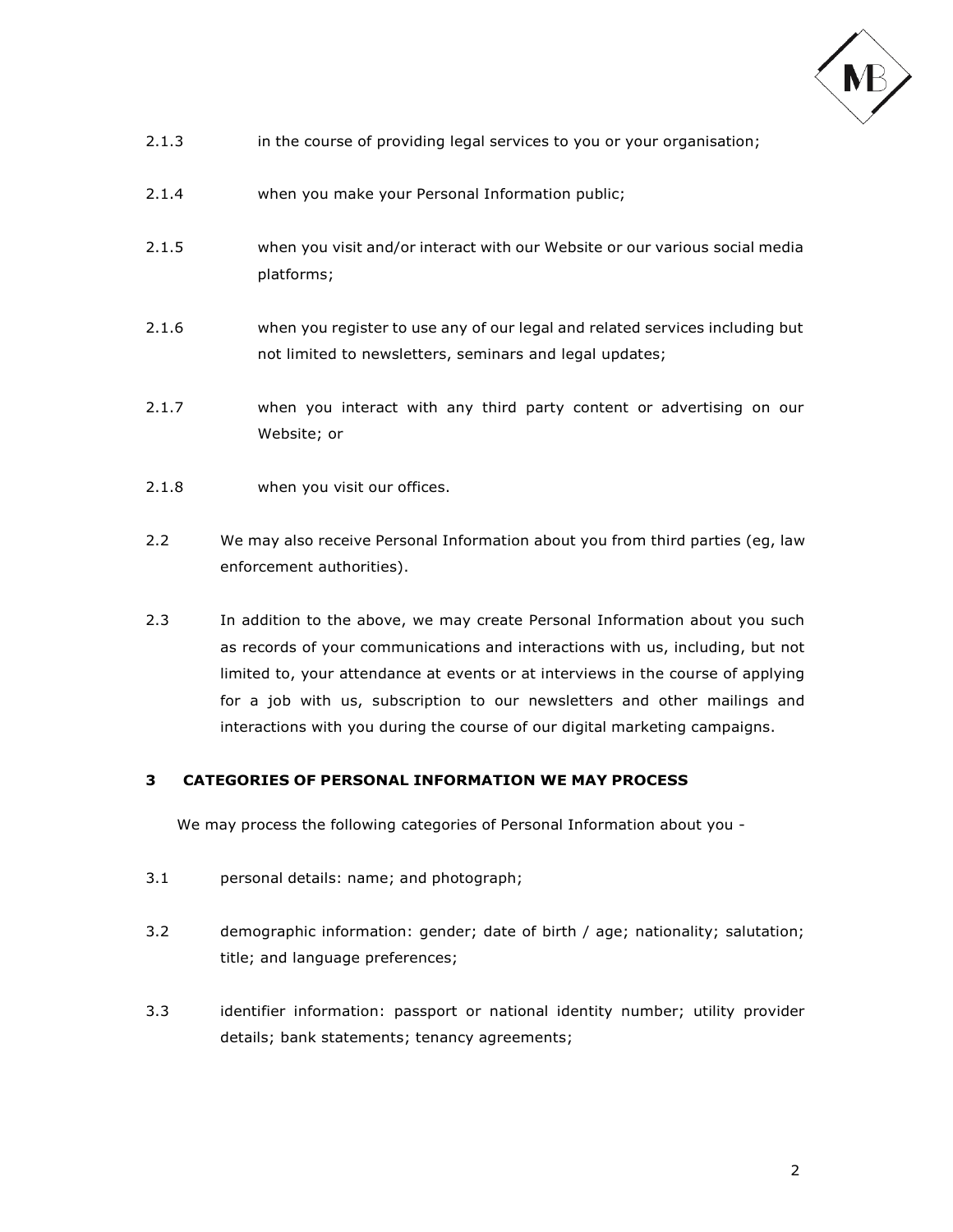2.1.3 in the course of providing legal services to you or your organisation;

2.1.4 when you make your Personal Information public;

2.1.5 when you visit and/or interact with our Website or our various social media platforms;

2.1.6 when you register to use any of our legal and related services including but not limited to newsletters, seminars and legal updates;

2.1.7 when you interact with any third party content or advertising on our Website; or

2.1.8 when you visit our offices.

2.2 We may also receive Personal Information about you from third parties (eg, law enforcement authorities).

2.3 In addition to the above, we may create Personal Information about you such as records of your communications and interactions with us, including, but not limited to, your attendance at events or at interviews in the course of applying for a job with us, subscription to our newsletters and other mailings and interactions with you during the course of our digital marketing campaigns.

## 3 CATEGORIES OF PERSONAL INFORMATION WE MAY PROCESS

We may process the following categories of Personal Information about you -

3.1 personal details: name; and photograph;

3.2 demographic information: gender; date of birth / age; nationality; salutation; title; and language preferences;

3.3 identifier information: passport or national identity number; utility provider details; bank statements; tenancy agreements;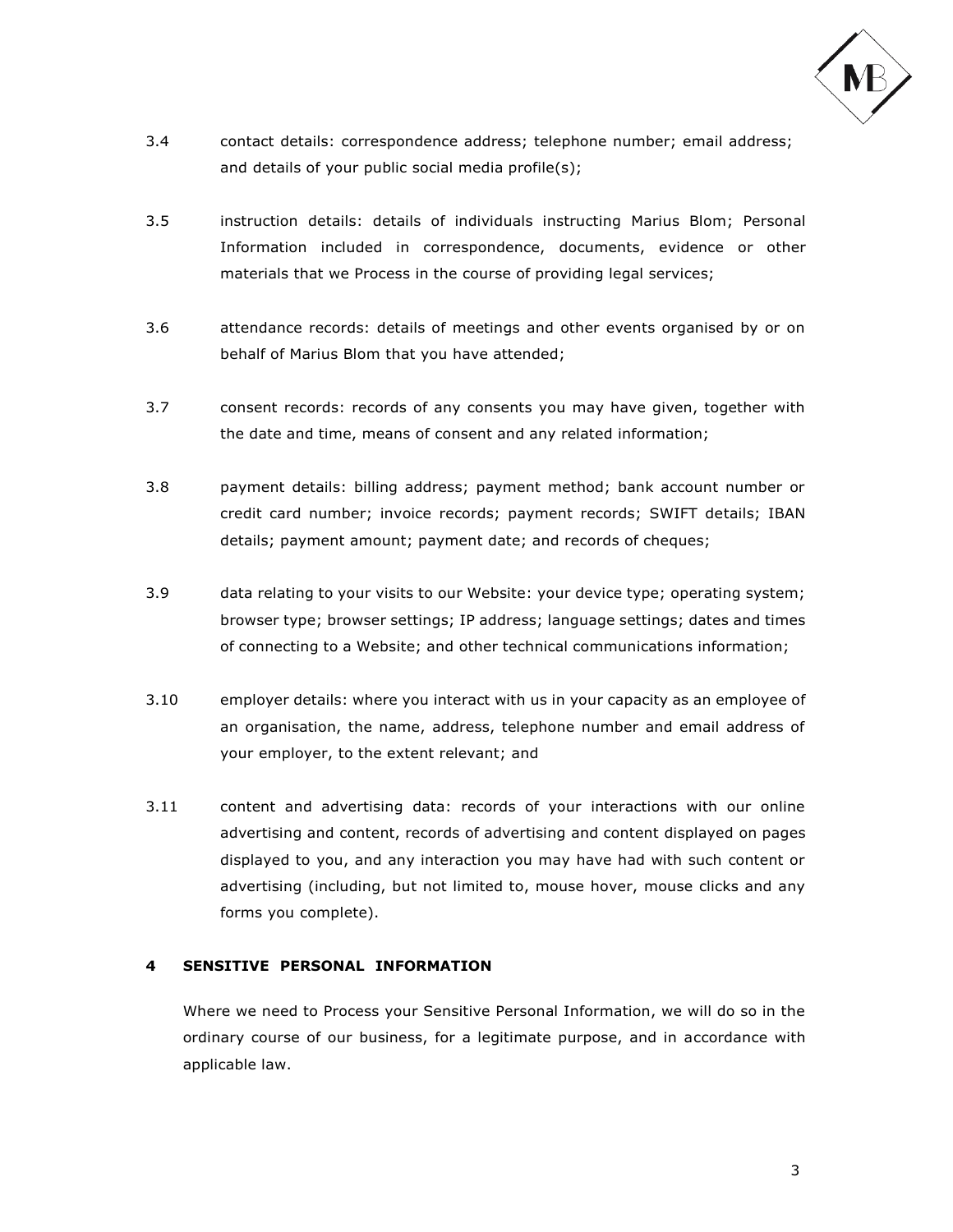3.4 contact details: correspondence address; telephone number; email address; and details of your public social media profile(s);

3.5 instruction details: details of individuals instructing Marius Blom; Personal Information included in correspondence, documents, evidence or other materials that we Process in the course of providing legal services;

3.6 attendance records: details of meetings and other events organised by or on behalf of Marius Blom that you have attended;

3.7 consent records: records of any consents you may have given, together with the date and time, means of consent and any related information;

3.8 payment details: billing address; payment method; bank account number or credit card number; invoice records; payment records; SWIFT details; IBAN details; payment amount; payment date; and records of cheques;

3.9 data relating to your visits to our Website: your device type; operating system; browser type; browser settings; IP address; language settings; dates and times of connecting to a Website; and other technical communications information;

3.10 employer details: where you interact with us in your capacity as an employee of an organisation, the name, address, telephone number and email address of your employer, to the extent relevant; and

3.11 content and advertising data: records of your interactions with our online advertising and content, records of advertising and content displayed on pages displayed to you, and any interaction you may have had with such content or advertising (including, but not limited to, mouse hover, mouse clicks and any forms you complete).

## 4 SENSITIVE PERSONAL INFORMATION

Where we need to Process your Sensitive Personal Information, we will do so in the ordinary course of our business, for a legitimate purpose, and in accordance with applicable law.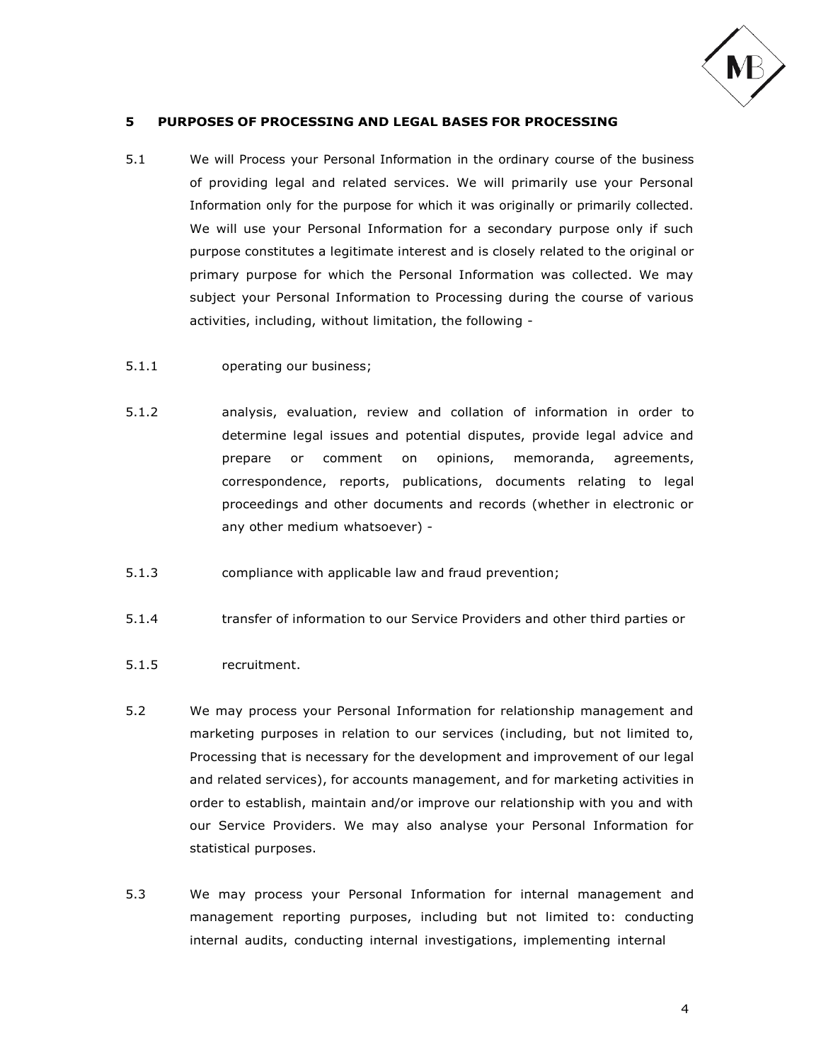## 5 PURPOSES OF PROCESSING AND LEGAL BASES FOR PROCESSING

5.1 We will Process your Personal Information in the ordinary course of the business of providing legal and related services. We will primarily use your Personal Information only for the purpose for which it was originally or primarily collected. We will use your Personal Information for a secondary purpose only if such purpose constitutes a legitimate interest and is closely related to the original or primary purpose for which the Personal Information was collected. We may subject your Personal Information to Processing during the course of various activities, including, without limitation, the following -

5.1.1 operating our business;

5.1.2 analysis, evaluation, review and collation of information in order to determine legal issues and potential disputes, provide legal advice and prepare or comment on opinions, memoranda, agreements, correspondence, reports, publications, documents relating to legal proceedings and other documents and records (whether in electronic or any other medium whatsoever) -

5.1.3 compliance with applicable law and fraud prevention;

5.1.4 transfer of information to our Service Providers and other third parties or

5.1.5 recruitment.

5.2 We may process your Personal Information for relationship management and marketing purposes in relation to our services (including, but not limited to, Processing that is necessary for the development and improvement of our legal and related services), for accounts management, and for marketing activities in order to establish, maintain and/or improve our relationship with you and with our Service Providers. We may also analyse your Personal Information for statistical purposes.

5.3 We may process your Personal Information for internal management and management reporting purposes, including but not limited to: conducting internal audits, conducting internal investigations, implementing internal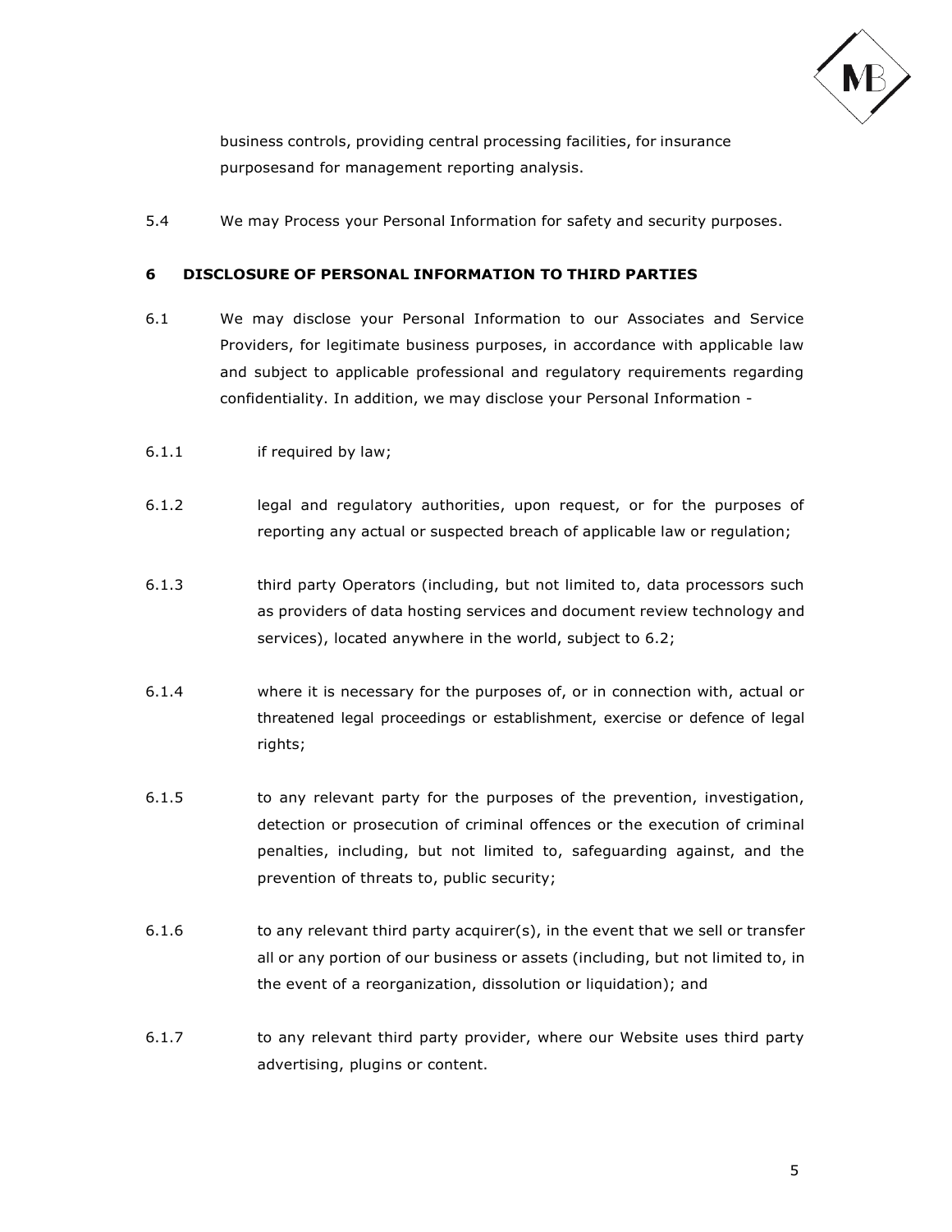business controls, providing central processing facilities, for insurance purposesand for management reporting analysis.

5.4 We may Process your Personal Information for safety and security purposes.

## 6 DISCLOSURE OF PERSONAL INFORMATION TO THIRD PARTIES

6.1 We may disclose your Personal Information to our Associates and Service Providers, for legitimate business purposes, in accordance with applicable law and subject to applicable professional and regulatory requirements regarding confidentiality. In addition, we may disclose your Personal Information -

6.1.1 if required by law;

6.1.2 legal and regulatory authorities, upon request, or for the purposes of reporting any actual or suspected breach of applicable law or regulation;

6.1.3 third party Operators (including, but not limited to, data processors such as providers of data hosting services and document review technology and services), located anywhere in the world, subject to 6.2;

6.1.4 where it is necessary for the purposes of, or in connection with, actual or threatened legal proceedings or establishment, exercise or defence of legal rights;

6.1.5 to any relevant party for the purposes of the prevention, investigation, detection or prosecution of criminal offences or the execution of criminal penalties, including, but not limited to, safeguarding against, and the prevention of threats to, public security;

6.1.6 to any relevant third party acquirer(s), in the event that we sell or transfer all or any portion of our business or assets (including, but not limited to, in the event of a reorganization, dissolution or liquidation); and

6.1.7 to any relevant third party provider, where our Website uses third party advertising, plugins or content.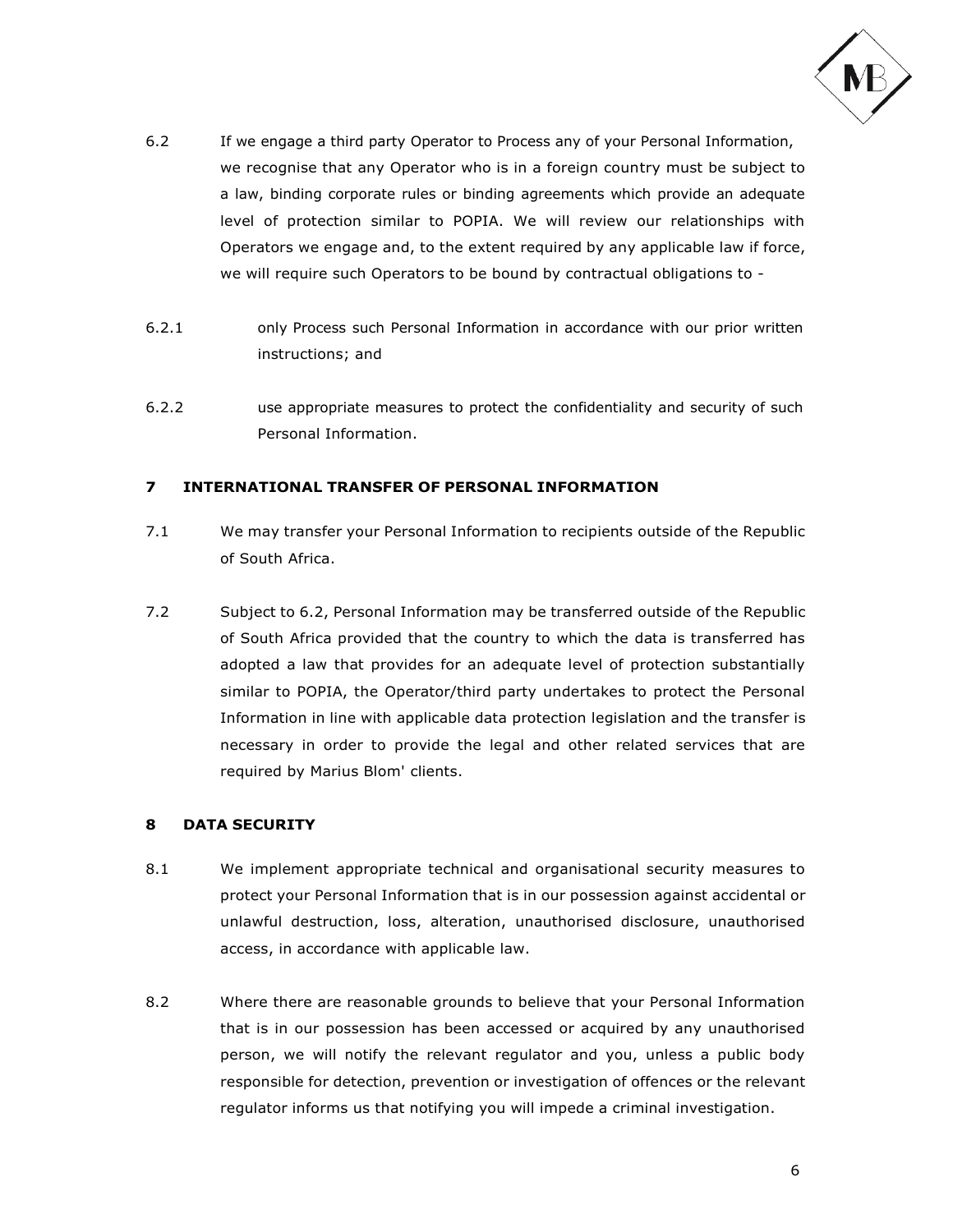6.2 If we engage a third party Operator to Process any of your Personal Information, we recognise that any Operator who is in a foreign country must be subject to a law, binding corporate rules or binding agreements which provide an adequate level of protection similar to POPIA. We will review our relationships with Operators we engage and, to the extent required by any applicable law if force, we will require such Operators to be bound by contractual obligations to -

6.2.1 only Process such Personal Information in accordance with our prior written instructions; and

6.2.2 use appropriate measures to protect the confidentiality and security of such Personal Information.

## 7 INTERNATIONAL TRANSFER OF PERSONAL INFORMATION

7.1 We may transfer your Personal Information to recipients outside of the Republic of South Africa.

7.2 Subject to 6.2, Personal Information may be transferred outside of the Republic of South Africa provided that the country to which the data is transferred has adopted a law that provides for an adequate level of protection substantially similar to POPIA, the Operator/third party undertakes to protect the Personal Information in line with applicable data protection legislation and the transfer is necessary in order to provide the legal and other related services that are required by Marius Blom' clients.

## 8 DATA SECURITY

8.1 We implement appropriate technical and organisational security measures to protect your Personal Information that is in our possession against accidental or unlawful destruction, loss, alteration, unauthorised disclosure, unauthorised access, in accordance with applicable law.

8.2 Where there are reasonable grounds to believe that your Personal Information that is in our possession has been accessed or acquired by any unauthorised person, we will notify the relevant regulator and you, unless a public body responsible for detection, prevention or investigation of offences or the relevant regulator informs us that notifying you will impede a criminal investigation.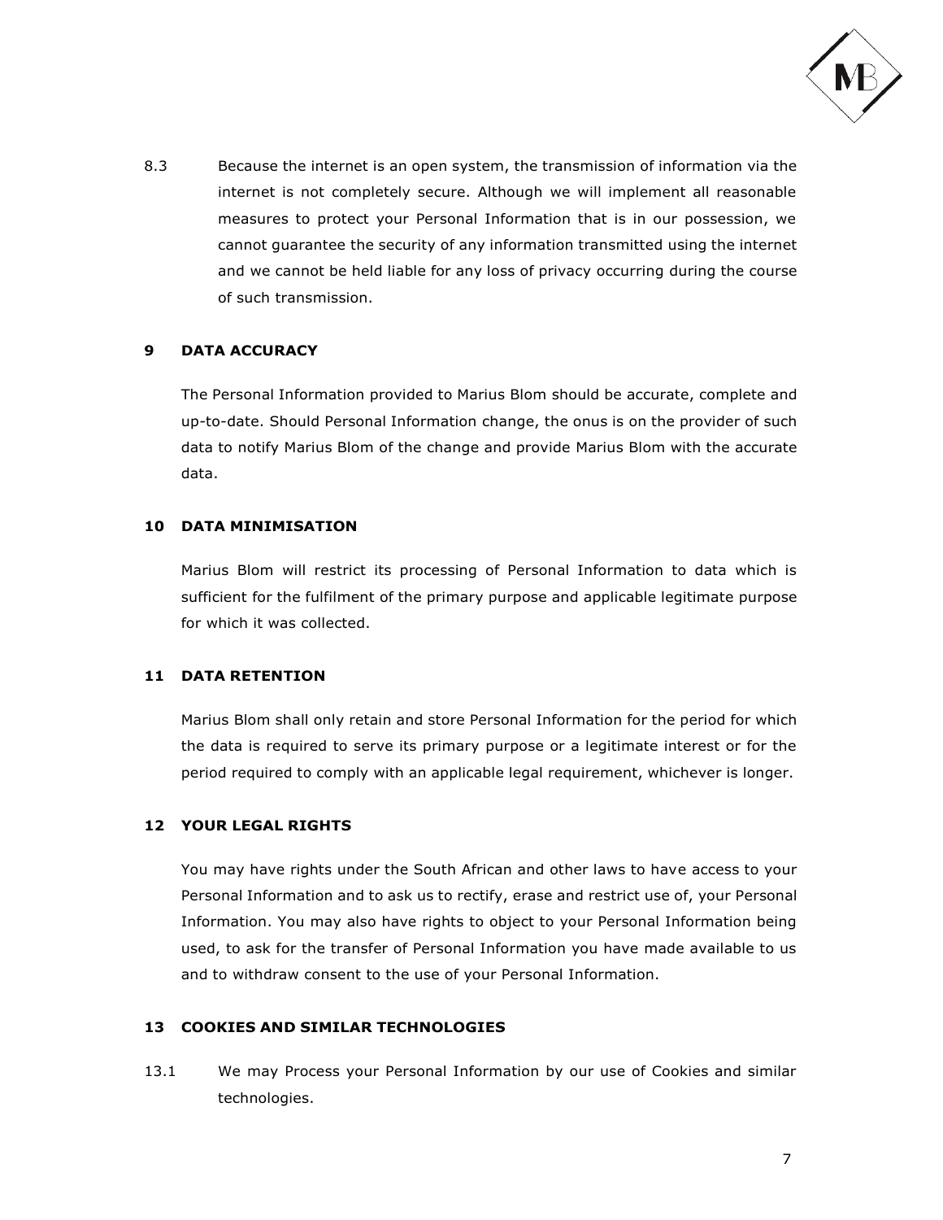8.3 Because the internet is an open system, the transmission of information via the internet is not completely secure. Although we will implement all reasonable measures to protect your Personal Information that is in our possession, we cannot guarantee the security of any information transmitted using the internet and we cannot be held liable for any loss of privacy occurring during the course of such transmission.

## 9 DATA ACCURACY

The Personal Information provided to Marius Blom should be accurate, complete and up-to-date. Should Personal Information change, the onus is on the provider of such data to notify Marius Blom of the change and provide Marius Blom with the accurate data.

## 10 DATA MINIMISATION

Marius Blom will restrict its processing of Personal Information to data which is sufficient for the fulfilment of the primary purpose and applicable legitimate purpose for which it was collected.

## 11 DATA RETENTION

Marius Blom shall only retain and store Personal Information for the period for which the data is required to serve its primary purpose or a legitimate interest or for the period required to comply with an applicable legal requirement, whichever is longer.

## 12 YOUR LEGAL RIGHTS

You may have rights under the South African and other laws to have access to your Personal Information and to ask us to rectify, erase and restrict use of, your Personal Information. You may also have rights to object to your Personal Information being used, to ask for the transfer of Personal Information you have made available to us and to withdraw consent to the use of your Personal Information.

## 13 COOKIES AND SIMILAR TECHNOLOGIES

13.1 We may Process your Personal Information by our use of Cookies and similar technologies.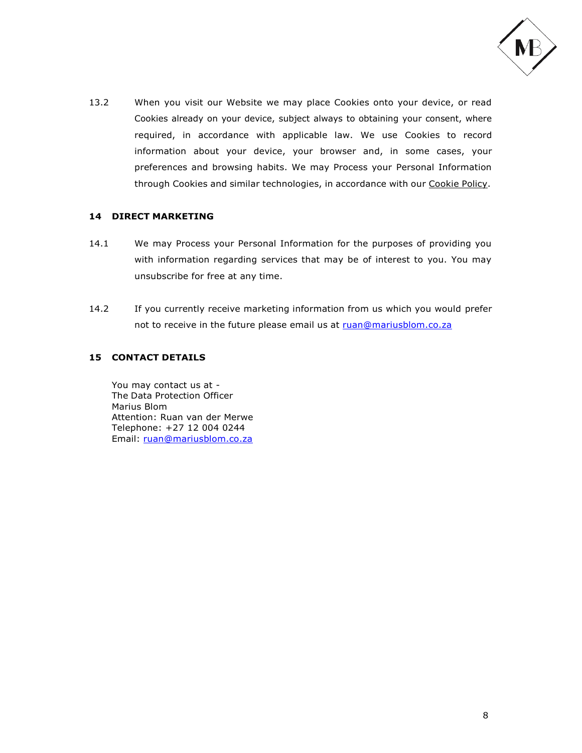13.2 When you visit our Website we may place Cookies onto your device, or read Cookies already on your device, subject always to obtaining your consent, where required, in accordance with applicable law. We use Cookies to record information about your device, your browser and, in some cases, your preferences and browsing habits. We may Process your Personal Information through Cookies and similar technologies, in accordance with our Cookie Policy.

## 14 DIRECT MARKETING

14.1 We may Process your Personal Information for the purposes of providing you with information regarding services that may be of interest to you. You may unsubscribe for free at any time.

14.2 If you currently receive marketing information from us which you would prefer not to receive in the future please email us at ruan@mariusblom.co.za

## 15 CONTACT DETAILS

You may contact us at -
The Data Protection Officer
Marius Blom
Attention: Ruan van der Merwe
Telephone: +27 12 004 0244
Email: ruan@mariusblom.co.za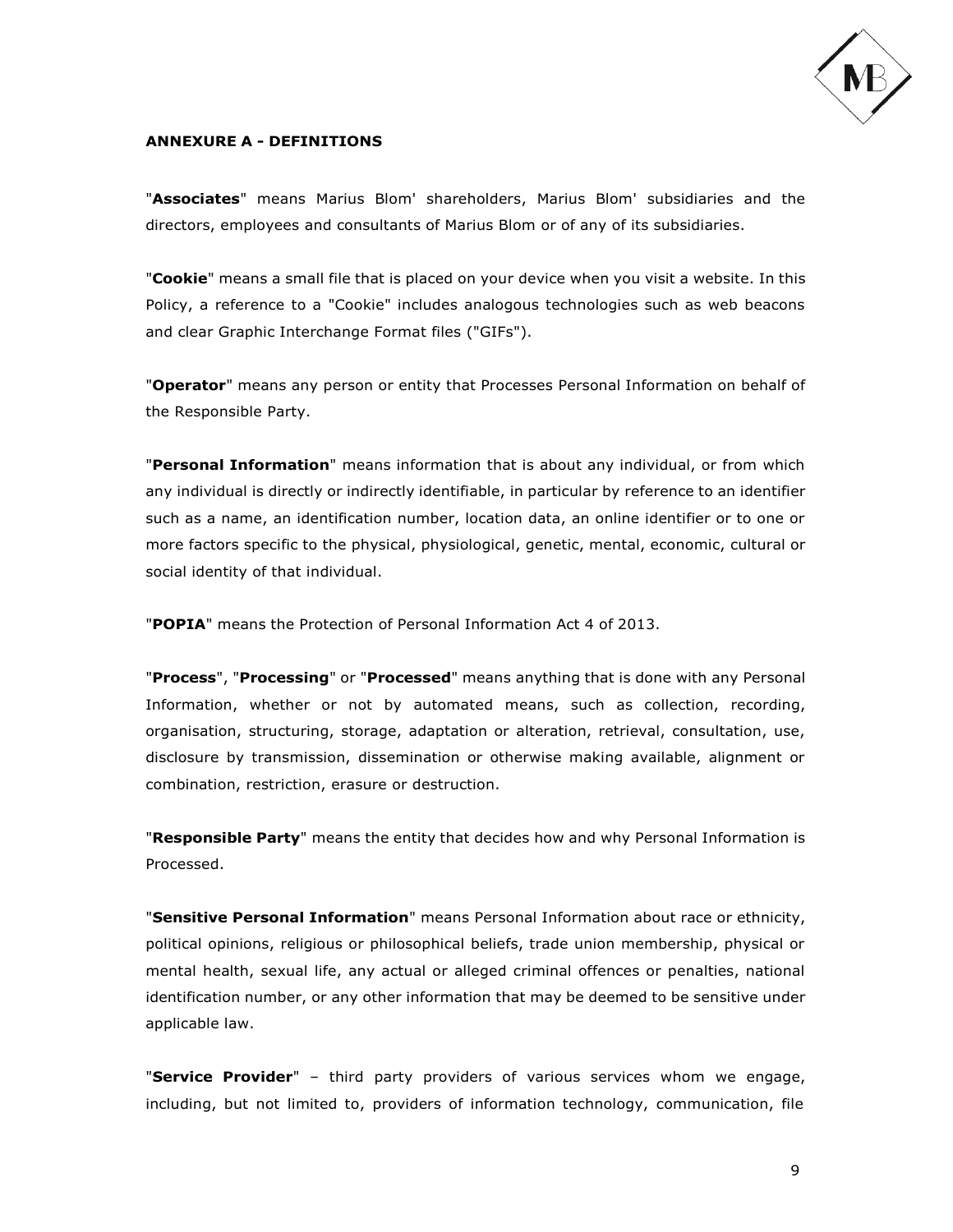**ANNEXURE A - DEFINITIONS**

"**Associates**" means Marius Blom' shareholders, Marius Blom' subsidiaries and the directors, employees and consultants of Marius Blom or of any of its subsidiaries.

"**Cookie**" means a small file that is placed on your device when you visit a website. In this Policy, a reference to a "Cookie" includes analogous technologies such as web beacons and clear Graphic Interchange Format files ("GIFs").

"**Operator**" means any person or entity that Processes Personal Information on behalf of the Responsible Party.

"**Personal Information**" means information that is about any individual, or from which any individual is directly or indirectly identifiable, in particular by reference to an identifier such as a name, an identification number, location data, an online identifier or to one or more factors specific to the physical, physiological, genetic, mental, economic, cultural or social identity of that individual.

"**POPIA**" means the Protection of Personal Information Act 4 of 2013.

"**Process**", "**Processing**" or "**Processed**" means anything that is done with any Personal Information, whether or not by automated means, such as collection, recording, organisation, structuring, storage, adaptation or alteration, retrieval, consultation, use, disclosure by transmission, dissemination or otherwise making available, alignment or combination, restriction, erasure or destruction.

"**Responsible Party**" means the entity that decides how and why Personal Information is Processed.

"**Sensitive Personal Information**" means Personal Information about race or ethnicity, political opinions, religious or philosophical beliefs, trade union membership, physical or mental health, sexual life, any actual or alleged criminal offences or penalties, national identification number, or any other information that may be deemed to be sensitive under applicable law.

"**Service Provider**" – third party providers of various services whom we engage, including, but not limited to, providers of information technology, communication, file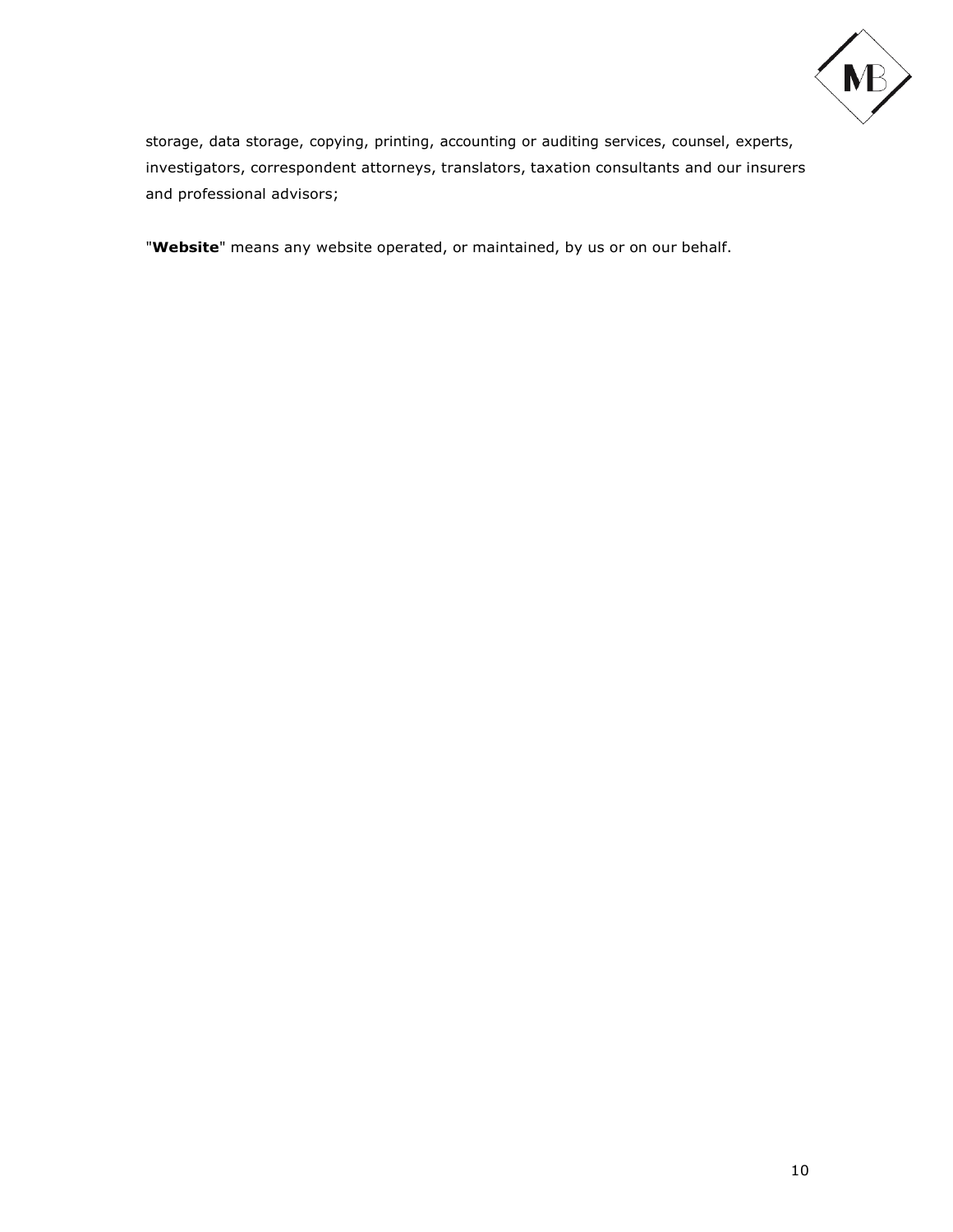storage, data storage, copying, printing, accounting or auditing services, counsel, experts, investigators, correspondent attorneys, translators, taxation consultants and our insurers and professional advisors;

"**Website**" means any website operated, or maintained, by us or on our behalf.